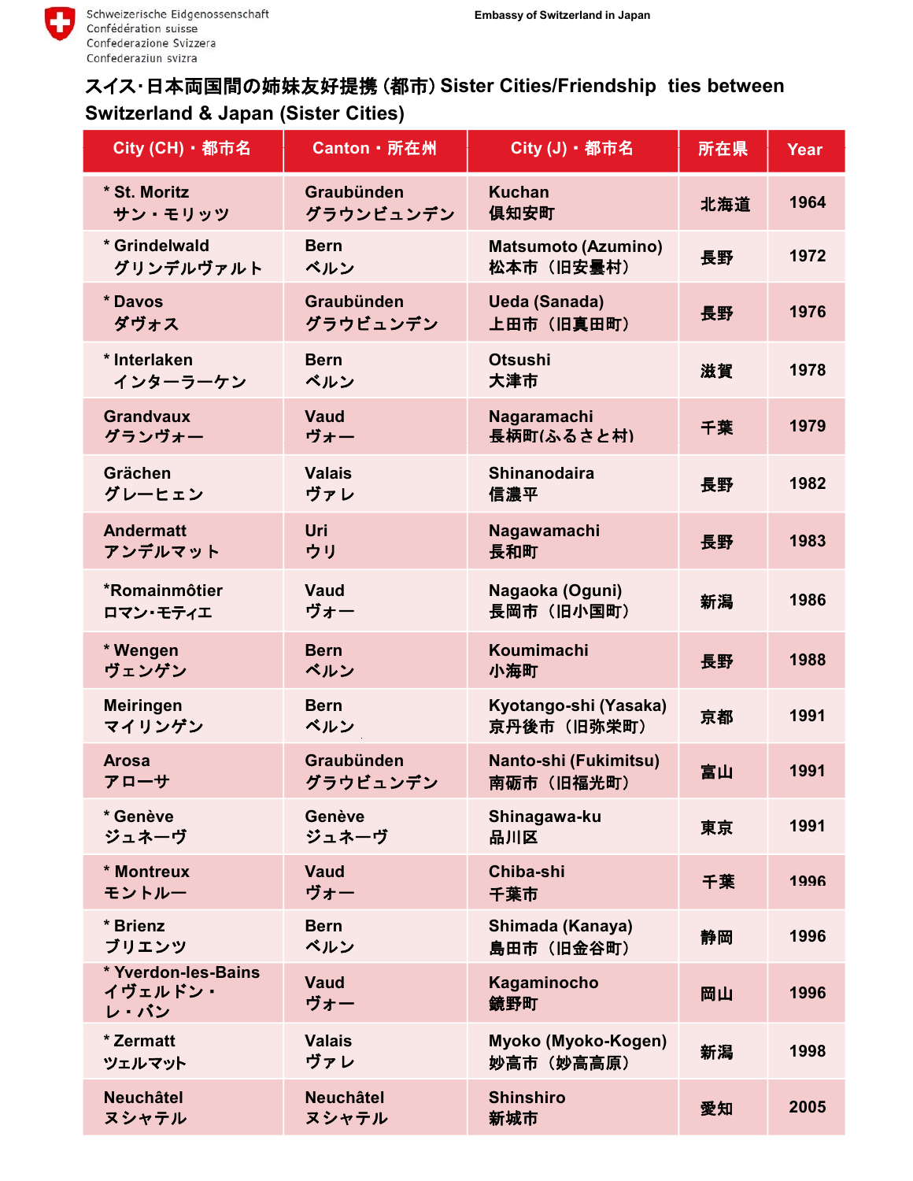Schweizerische Eidgenossenschaft
Confédération suisse
Confederazione Svizzera
Confederaziun svizra

Embassy of Switzerland in Japan

# スイス·日本両国間の姉妹友好提携 (都市) Sister Cities/Friendship ties between Switzerland & Japan (Sister Cities)

| City (CH)・都市名 | Canton・所在州 | City (J)・都市名 | 所在県 | Year |
|---|---|---|---|---|
| * St. Moritz サン・モリッツ | Graubünden グラウンビュンデン | Kuchan 倶知安町 | 北海道 | 1964 |
| * Grindelwald グリンデルヴァルト | Bern ベルン | Matsumoto (Azumino) 松本市（旧安曇村） | 長野 | 1972 |
| * Davos ダヴォス | Graubünden グラウビュンデン | Ueda (Sanada) 上田市（旧真田町） | 長野 | 1976 |
| * Interlaken インターラーケン | Bern ベルン | Otsushi 大津市 | 滋賀 | 1978 |
| Grandvaux グランヴォー | Vaud ヴォー | Nagaramachi 長柄町(ふるさと村) | 千葉 | 1979 |
| Grächen グレーヒェン | Valais ヴァレ | Shinanodaira 信濃平 | 長野 | 1982 |
| Andermatt アンデルマット | Uri ウリ | Nagawamachi 長和町 | 長野 | 1983 |
| *Romainmôtier ロマン·モティエ | Vaud ヴォー | Nagaoka (Oguni) 長岡市（旧小国町） | 新潟 | 1986 |
| * Wengen ヴェンゲン | Bern ベルン | Koumimachi 小海町 | 長野 | 1988 |
| Meiringen マイリンゲン | Bern ベルン | Kyotango-shi (Yasaka) 京丹後市（旧弥栄町） | 京都 | 1991 |
| Arosa アローサ | Graubünden グラウビュンデン | Nanto-shi (Fukimitsu) 南砺市（旧福光町） | 富山 | 1991 |
| * Genève ジュネーヴ | Genève ジュネーヴ | Shinagawa-ku 品川区 | 東京 | 1991 |
| * Montreux モントルー | Vaud ヴォー | Chiba-shi 千葉市 | 千葉 | 1996 |
| * Brienz ブリエンツ | Bern ベルン | Shimada (Kanaya) 島田市（旧金谷町） | 静岡 | 1996 |
| * Yverdon-les-Bains イヴェルドン・レ・バン | Vaud ヴォー | Kagaminocho 鏡野町 | 岡山 | 1996 |
| * Zermatt ツェルマット | Valais ヴァレ | Myoko (Myoko-Kogen) 妙高市（妙高高原） | 新潟 | 1998 |
| Neuchâtel ヌシャテル | Neuchâtel ヌシャテル | Shinshiro 新城市 | 愛知 | 2005 |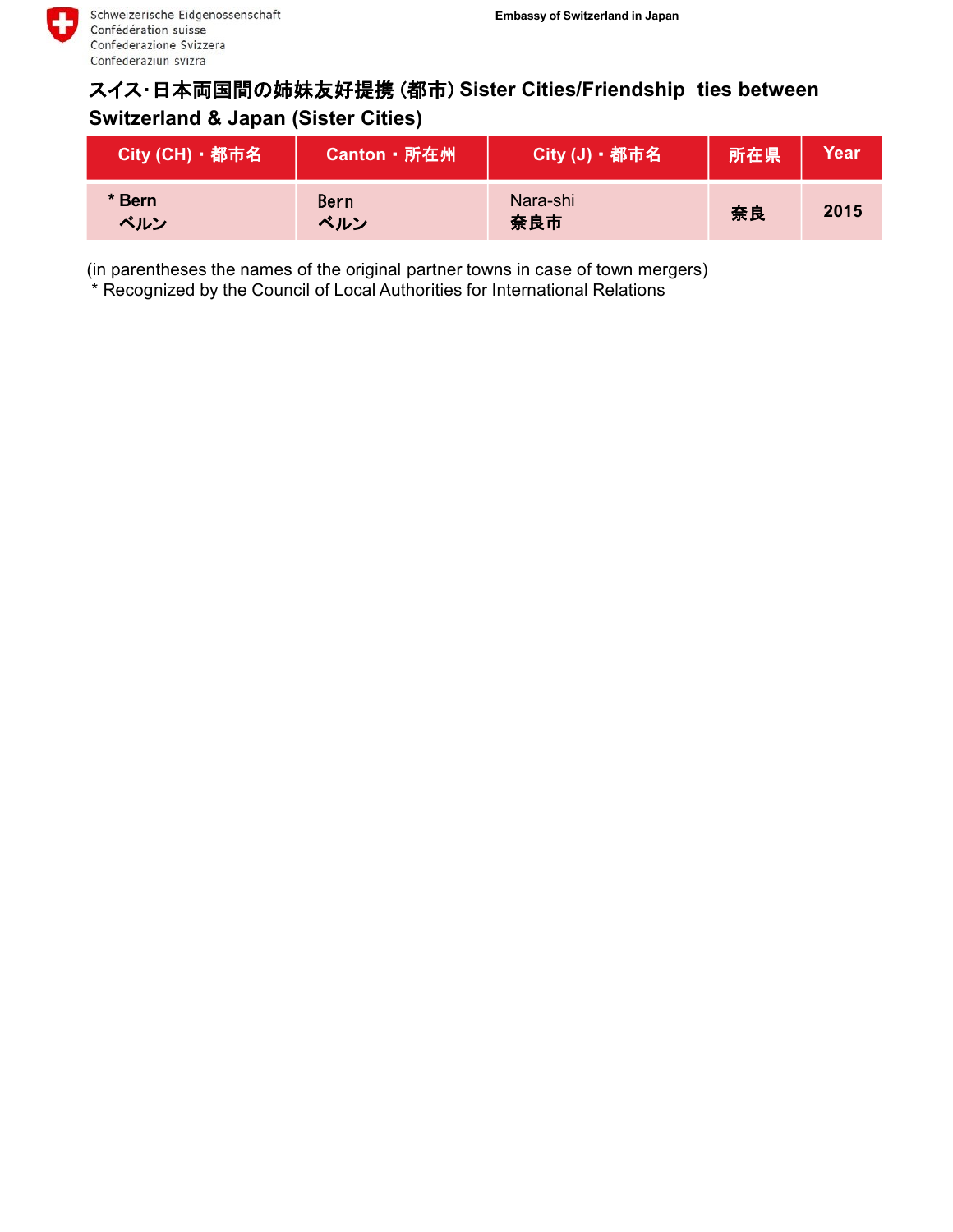# スイス･日本両国間の姉妹友好提携 (都市) Sister Cities/Friendship ties between Switzerland & Japan (Sister Cities)

| City (CH)・都市名 | Canton・所在州 | City (J)・都市名 | 所在県 | Year |
|---|---|---|---|---|
| * **Bern** **ベルン** | Bern ベルン | Nara-shi **奈良市** | **奈良** | **2015** |

(in parentheses the names of the original partner towns in case of town mergers)
* Recognized by the Council of Local Authorities for International Relations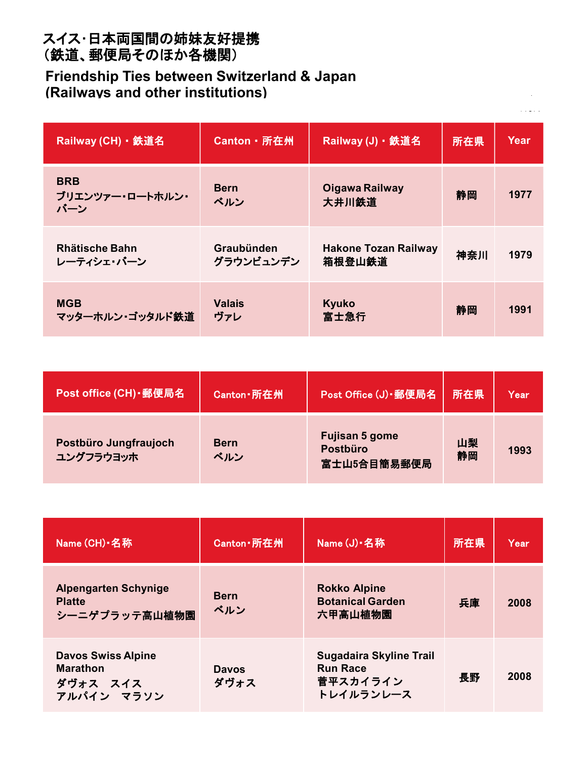# スイス･日本両国間の姉妹友好提携
# （鉄道、郵便局そのほか各機関）

## Friendship Ties between Switzerland & Japan
## (Railways and other institutions)

| Railway (CH)・鉄道名 | Canton・所在州 | Railway (J)・鉄道名 | 所在県 | Year |
|---|---|---|---|---|
| BRB<br>ブリエンツァー・ロートホルン・バーン | Bern<br>ベルン | Oigawa Railway<br>大井川鉄道 | 静岡 | 1977 |
| Rhätische Bahn<br>レーティシェ･バーン | Graubünden<br>グラウンビュンデン | Hakone Tozan Railway<br>箱根登山鉄道 | 神奈川 | 1979 |
| MGB<br>マッターホルン･ゴッタルド鉄道 | Valais<br>ヴァレ | Kyuko<br>富士急行 | 静岡 | 1991 |

| Post office (CH)･郵便局名 | Canton･所在州 | Post Office (J)･郵便局名 | 所在県 | Year |
|---|---|---|---|---|
| Postbüro Jungfraujoch<br>ユングフラウヨッホ | Bern<br>ベルン | Fujisan 5 gome Postbüro<br>富士山5合目簡易郵便局 | 山梨<br>静岡 | 1993 |

| Name (CH)･名称 | Canton･所在州 | Name (J)･名称 | 所在県 | Year |
|---|---|---|---|---|
| Alpengarten Schynige Platte<br>シーニゲプラッテ高山植物園 | Bern<br>ベルン | Rokko Alpine Botanical Garden<br>六甲高山植物園 | 兵庫 | 2008 |
| Davos Swiss Alpine Marathon<br>ダヴォス　スイス アルパイン　マラソン | Davos<br>ダヴォス | Sugadaira Skyline Trail Run Race<br>菅平スカイライン トレイルランレース | 長野 | 2008 |